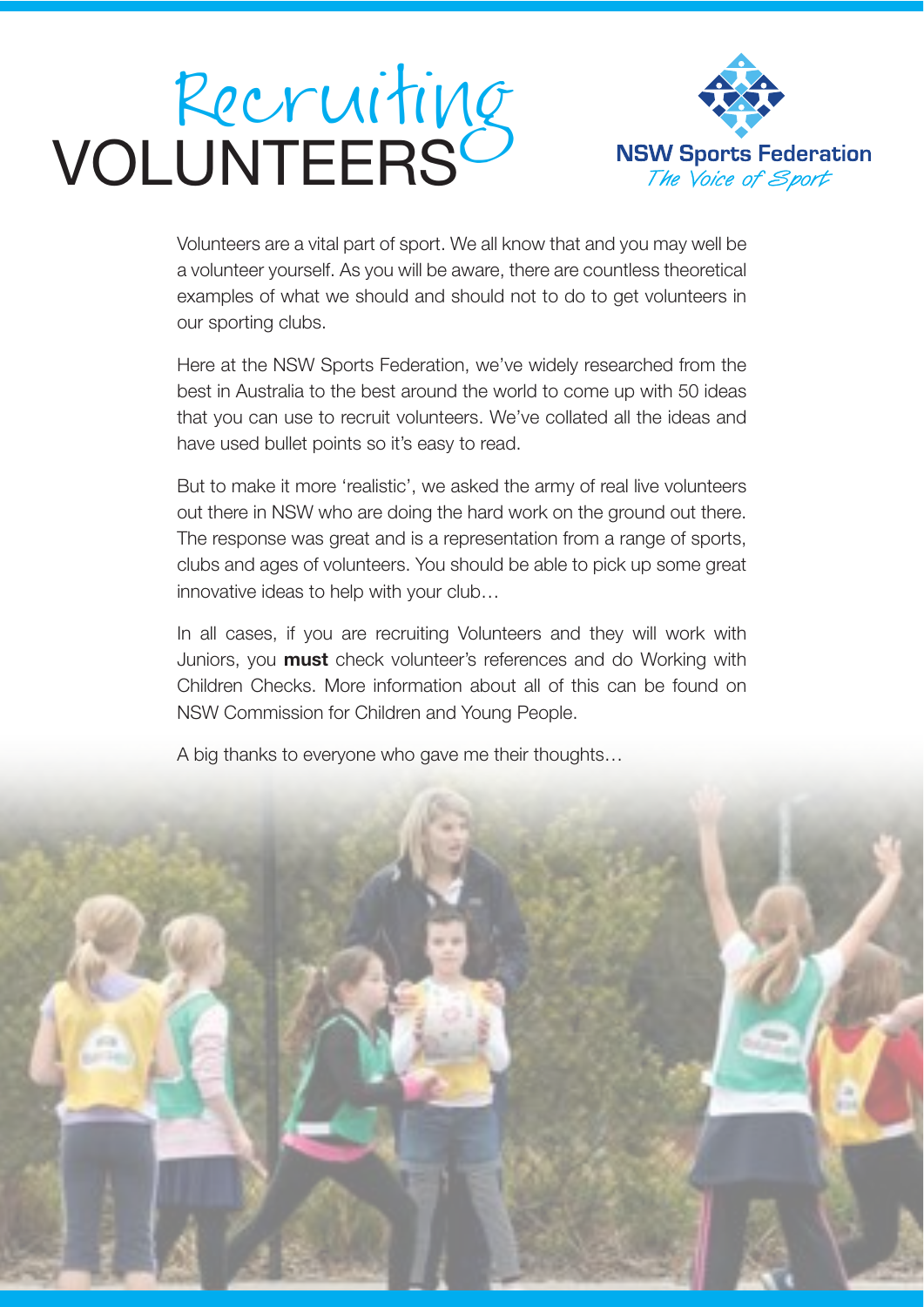# Recruiting VOLUNTEERS

NSW Sports Federation
*The Voice of Sport*

Volunteers are a vital part of sport. We all know that and you may well be a volunteer yourself. As you will be aware, there are countless theoretical examples of what we should and should not to do to get volunteers in our sporting clubs.

Here at the NSW Sports Federation, we've widely researched from the best in Australia to the best around the world to come up with 50 ideas that you can use to recruit volunteers. We've collated all the ideas and have used bullet points so it's easy to read.

But to make it more 'realistic', we asked the army of real live volunteers out there in NSW who are doing the hard work on the ground out there. The response was great and is a representation from a range of sports, clubs and ages of volunteers. You should be able to pick up some great innovative ideas to help with your club…

In all cases, if you are recruiting Volunteers and they will work with Juniors, you **must** check volunteer's references and do Working with Children Checks. More information about all of this can be found on NSW Commission for Children and Young People.

A big thanks to everyone who gave me their thoughts…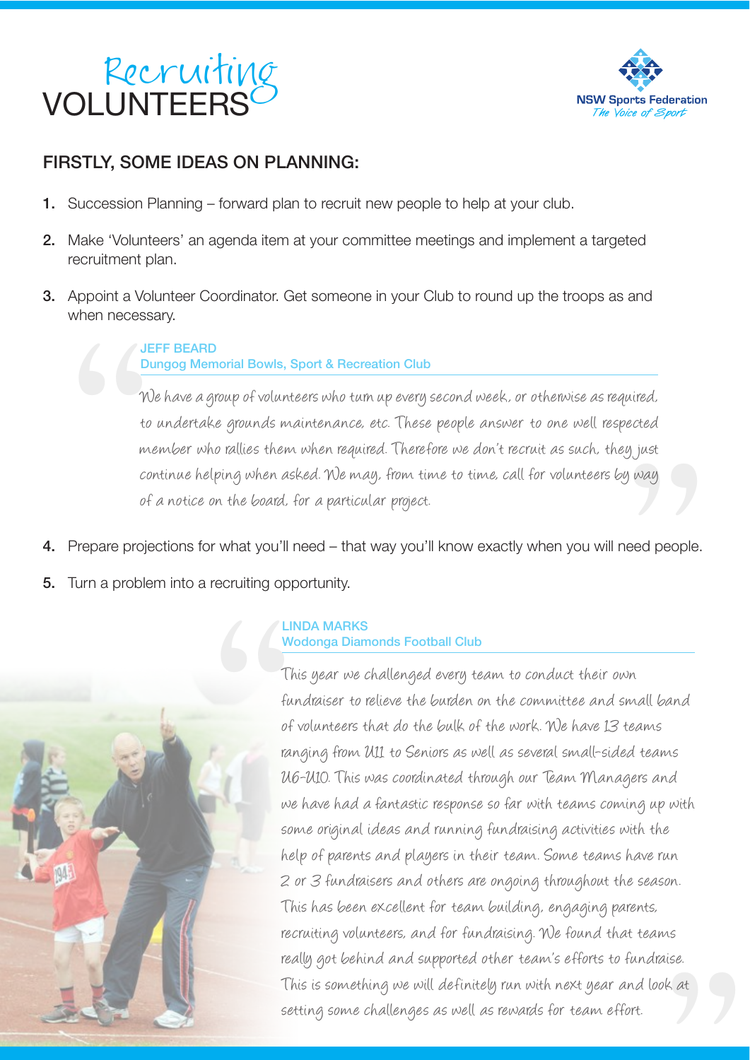# Recruiting VOLUNTEERS

NSW Sports Federation
*The Voice of Sport*

## FIRSTLY, SOME IDEAS ON PLANNING:

1. Succession Planning – forward plan to recruit new people to help at your club.
2. Make 'Volunteers' an agenda item at your committee meetings and implement a targeted recruitment plan.
3. Appoint a Volunteer Coordinator. Get someone in your Club to round up the troops as and when necessary.

> **JEFF BEARD**
> **Dungog Memorial Bowls, Sport & Recreation Club**
>
> *We have a group of volunteers who turn up every second week, or otherwise as required, to undertake grounds maintenance, etc. These people answer to one well respected member who rallies them when required. Therefore we don't recruit as such, they just continue helping when asked. We may, from time to time, call for volunteers by way of a notice on the board, for a particular project.*

4. Prepare projections for what you'll need – that way you'll know exactly when you will need people.
5. Turn a problem into a recruiting opportunity.

> **LINDA MARKS**
> **Wodonga Diamonds Football Club**
>
> *This year we challenged every team to conduct their own fundraiser to relieve the burden on the committee and small band of volunteers that do the bulk of the work. We have 13 teams ranging from U11 to Seniors as well as several small-sided teams U6-U10. This was coordinated through our Team Managers and we have had a fantastic response so far with teams coming up with some original ideas and running fundraising activities with the help of parents and players in their team. Some teams have run 2 or 3 fundraisers and others are ongoing throughout the season. This has been excellent for team building, engaging parents, recruiting volunteers, and for fundraising. We found that teams really got behind and supported other team's efforts to fundraise. This is something we will definitely run with next year and look at setting some challenges as well as rewards for team effort.*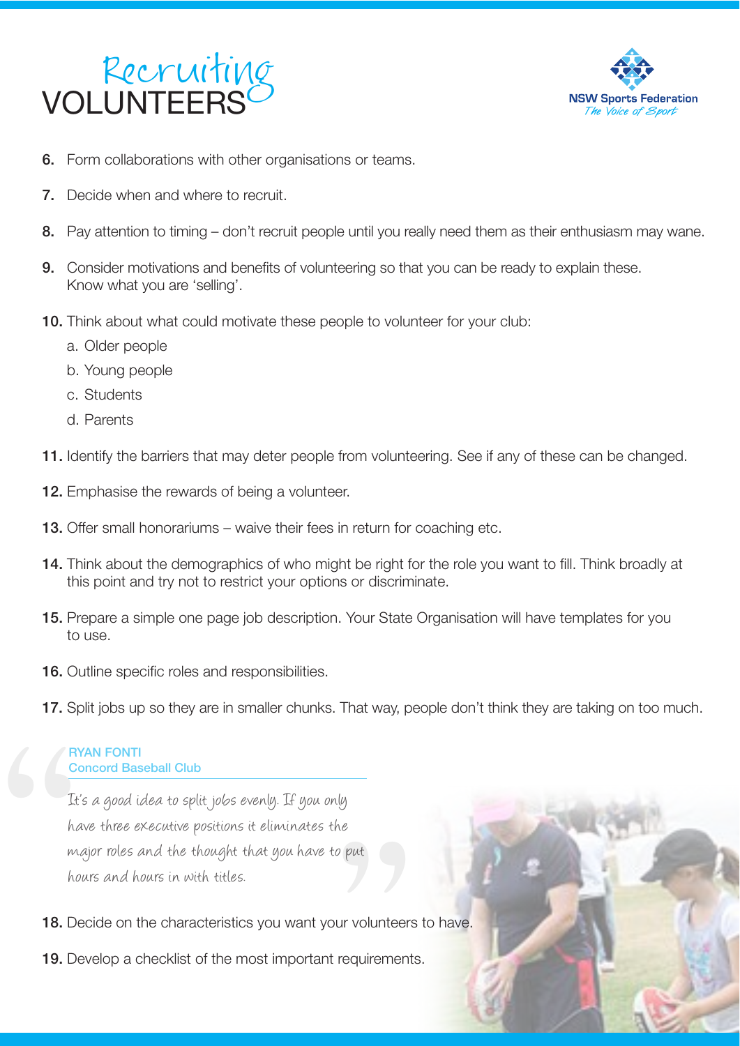# Recruiting VOLUNTEERS

6. Form collaborations with other organisations or teams.
7. Decide when and where to recruit.
8. Pay attention to timing – don't recruit people until you really need them as their enthusiasm may wane.
9. Consider motivations and benefits of volunteering so that you can be ready to explain these. Know what you are 'selling'.
10. Think about what could motivate these people to volunteer for your club:
    a. Older people
    b. Young people
    c. Students
    d. Parents
11. Identify the barriers that may deter people from volunteering. See if any of these can be changed.
12. Emphasise the rewards of being a volunteer.
13. Offer small honorariums – waive their fees in return for coaching etc.
14. Think about the demographics of who might be right for the role you want to fill. Think broadly at this point and try not to restrict your options or discriminate.
15. Prepare a simple one page job description. Your State Organisation will have templates for you to use.
16. Outline specific roles and responsibilities.
17. Split jobs up so they are in smaller chunks. That way, people don't think they are taking on too much.

> **RYAN FONTI**
> **Concord Baseball Club**
>
> *It's a good idea to split jobs evenly. If you only have three executive positions it eliminates the major roles and the thought that you have to put hours and hours in with titles.*

18. Decide on the characteristics you want your volunteers to have.
19. Develop a checklist of the most important requirements.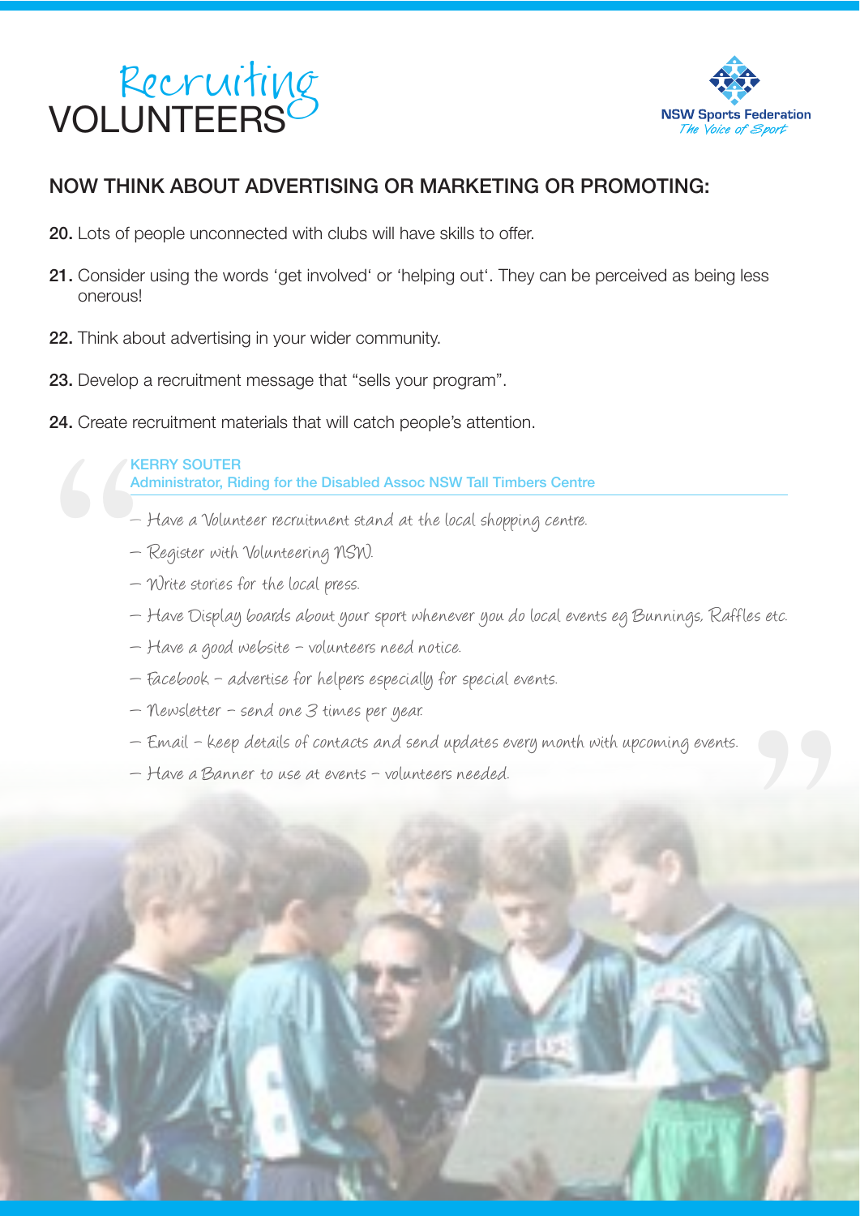# Recruiting VOLUNTEERS

## NOW THINK ABOUT ADVERTISING OR MARKETING OR PROMOTING:

**20.** Lots of people unconnected with clubs will have skills to offer.

**21.** Consider using the words 'get involved' or 'helping out'. They can be perceived as being less onerous!

**22.** Think about advertising in your wider community.

**23.** Develop a recruitment message that "sells your program".

**24.** Create recruitment materials that will catch people's attention.

> **KERRY SOUTER**
> Administrator, Riding for the Disabled Assoc NSW Tall Timbers Centre
>
> – Have a Volunteer recruitment stand at the local shopping centre.
>
> – Register with Volunteering NSW.
>
> – Write stories for the local press.
>
> – Have Display boards about your sport whenever you do local events eg Bunnings, Raffles etc.
>
> – Have a good website – volunteers need notice.
>
> – Facebook – advertise for helpers especially for special events.
>
> – Newsletter – send one 3 times per year.
>
> – Email – keep details of contacts and send updates every month with upcoming events.
>
> – Have a Banner to use at events – volunteers needed.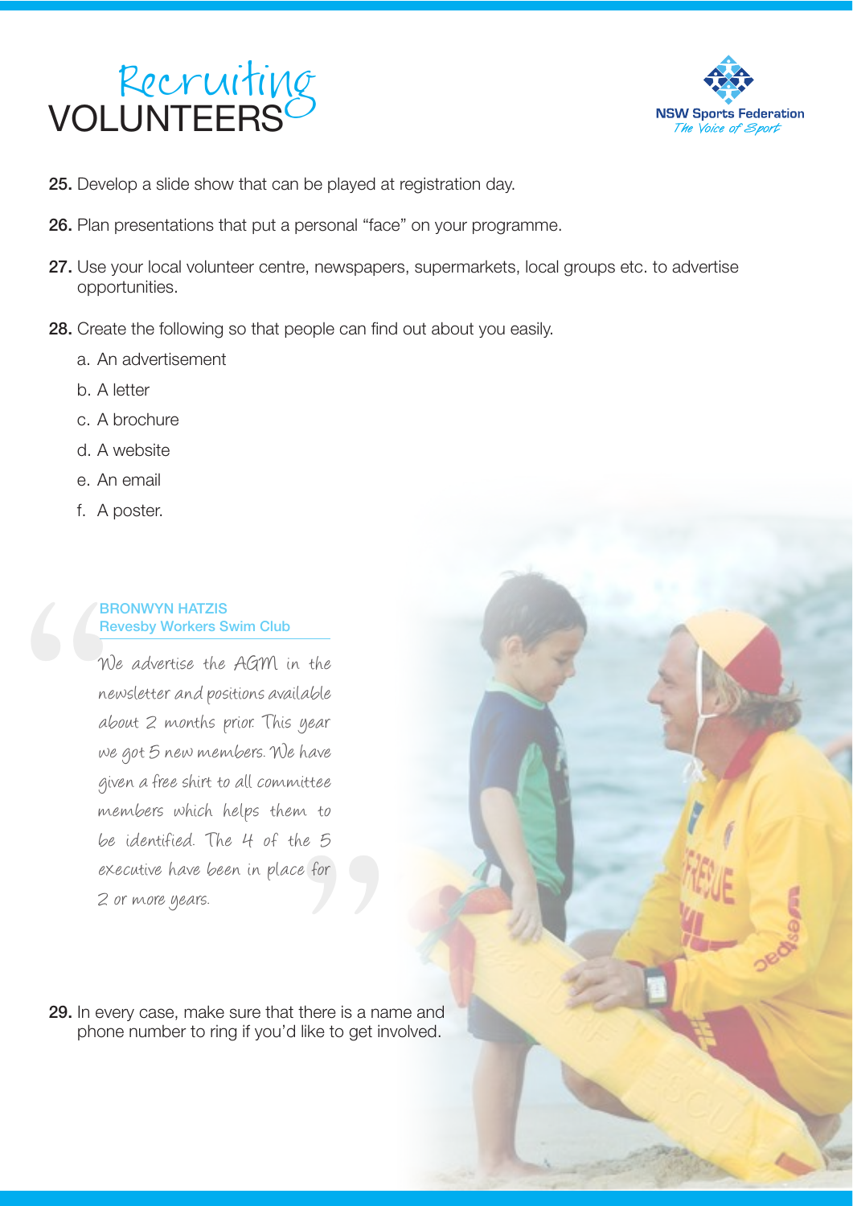# Recruiting VOLUNTEERS

**25.** Develop a slide show that can be played at registration day.

**26.** Plan presentations that put a personal "face" on your programme.

**27.** Use your local volunteer centre, newspapers, supermarkets, local groups etc. to advertise opportunities.

**28.** Create the following so that people can find out about you easily.

a. An advertisement

b. A letter

c. A brochure

d. A website

e. An email

f. A poster.

> **BRONWYN HATZIS**
> **Revesby Workers Swim Club**
>
> *We advertise the AGM in the newsletter and positions available about 2 months prior. This year we got 5 new members. We have given a free shirt to all committee members which helps them to be identified. The 4 of the 5 executive have been in place for 2 or more years.*

**29.** In every case, make sure that there is a name and phone number to ring if you'd like to get involved.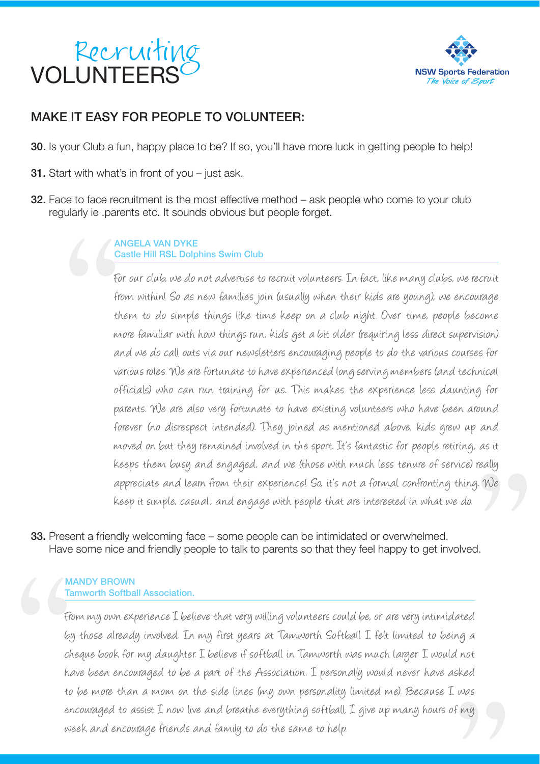# Recruiting VOLUNTEERS

## MAKE IT EASY FOR PEOPLE TO VOLUNTEER:

**30.** Is your Club a fun, happy place to be? If so, you'll have more luck in getting people to help!

**31.** Start with what's in front of you – just ask.

**32.** Face to face recruitment is the most effective method – ask people who come to your club regularly ie .parents etc. It sounds obvious but people forget.

> **ANGELA VAN DYKE**
> **Castle Hill RSL Dolphins Swim Club**
>
> *For our club, we do not advertise to recruit volunteers. In fact, like many clubs, we recruit from within! So as new families join (usually when their kids are young), we encourage them to do simple things like time keep on a club night. Over time, people become more familiar with how things run, kids get a bit older (requiring less direct supervision) and we do call outs via our newsletters encouraging people to do the various courses for various roles. We are fortunate to have experienced long serving members (and technical officials) who can run training for us. This makes the experience less daunting for parents. We are also very fortunate to have existing volunteers who have been around forever (no disrespect intended). They joined as mentioned above, kids grew up and moved on but they remained involved in the sport. It's fantastic for people retiring, as it keeps them busy and engaged, and we (those with much less tenure of service) really appreciate and learn from their experience! So, it's not a formal confronting thing. We keep it simple, casual, and engage with people that are interested in what we do.*

**33.** Present a friendly welcoming face – some people can be intimidated or overwhelmed. Have some nice and friendly people to talk to parents so that they feel happy to get involved.

> **MANDY BROWN**
> **Tamworth Softball Association.**
>
> *From my own experience I believe that very willing volunteers could be, or are very intimidated by those already involved. In my first years at Tamworth Softball I felt limited to being a cheque book for my daughter. I believe if softball in Tamworth was much larger I would not have been encouraged to be a part of the Association. I personally would never have asked to be more than a mom on the side lines (my own personality limited me). Because I was encouraged to assist I now live and breathe everything softball. I give up many hours of my week and encourage friends and family to do the same to help.*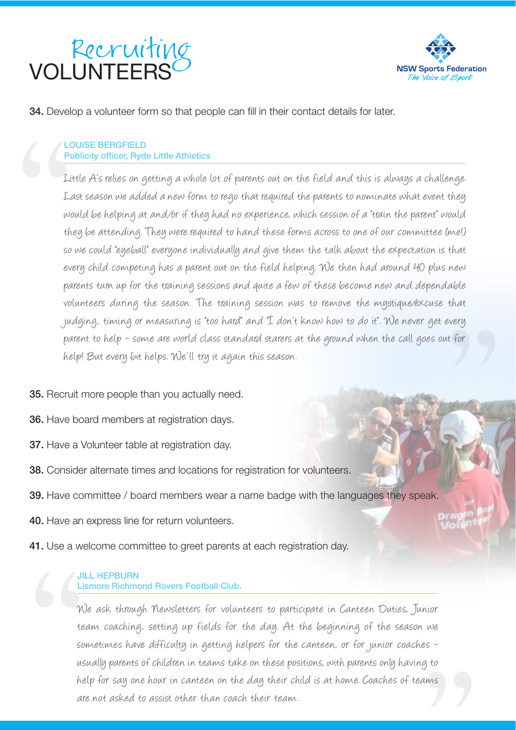# Recruiting VOLUNTEERS

**34.** Develop a volunteer form so that people can fill in their contact details for later.

> **LOUISE BERGFIELD**
> **Publicity officer, Ryde Little Athletics**
>
> Little A's relies on getting a whole lot of parents out on the field and this is always a challenge. Last season we added a new form to rego that required the parents to nominate what event they would be helping at and/or if they had no experience, which session of a "train the parent" would they be attending. They were required to hand these forms across to one of our committee (me!) so we could "eyeball" everyone individually and give them the talk about the expectation is that every child competing has a parent out on the field helping. We then had around 40 plus new parents turn up for the training sessions and quite a few of these become new and dependable volunteers during the season. The training session was to remove the mystique/excuse that judging, timing or measuring is "too hard" and "I don't know how to do it". We never get every parent to help – some are world class standard starers at the ground when the call goes out for help! But every bit helps. We'll try it again this season.

**35.** Recruit more people than you actually need.

**36.** Have board members at registration days.

**37.** Have a Volunteer table at registration day.

**38.** Consider alternate times and locations for registration for volunteers.

**39.** Have committee / board members wear a name badge with the languages they speak.

**40.** Have an express line for return volunteers.

**41.** Use a welcome committee to greet parents at each registration day.

> **JILL HEPBURN**
> **Lismore Richmond Rovers Football Club.**
>
> We ask through Newsletters for volunteers to participate in Canteen Duties, Junior team coaching, setting up fields for the day. At the beginning of the season we sometimes have difficulty in getting helpers for the canteen, or for junior coaches – usually parents of children in teams take on these positions, with parents only having to help for say one hour in canteen on the day their child is at home. Coaches of teams are not asked to assist other than coach their team.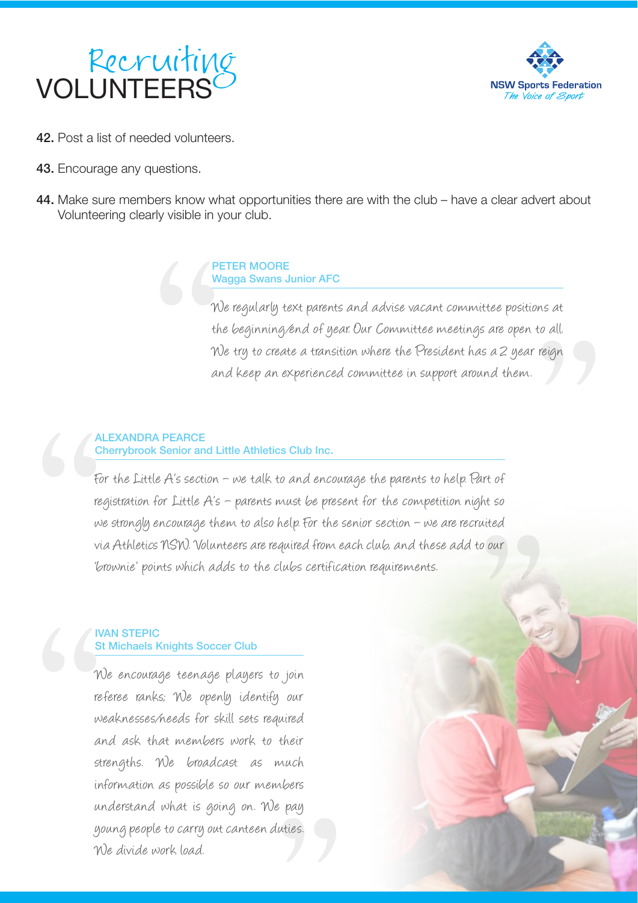# Recruiting VOLUNTEERS

42. Post a list of needed volunteers.

43. Encourage any questions.

44. Make sure members know what opportunities there are with the club – have a clear advert about Volunteering clearly visible in your club.

> **PETER MOORE**
> **Wagga Swans Junior AFC**
>
> We regularly text parents and advise vacant committee positions at the beginning/end of year. Our Committee meetings are open to all. We try to create a transition where the President has a 2 year reign and keep an experienced committee in support around them.

> **ALEXANDRA PEARCE**
> **Cherrybrook Senior and Little Athletics Club Inc.**
>
> For the Little A's section – we talk to and encourage the parents to help. Part of registration for Little A's – parents must be present for the competition night so we strongly encourage them to also help. For the senior section – we are recruited via Athletics NSW. Volunteers are required from each club, and these add to our 'brownie' points which adds to the clubs certification requirements.

> **IVAN STEPIC**
> **St Michaels Knights Soccer Club**
>
> We encourage teenage players to join referee ranks; We openly identify our weaknesses/needs for skill sets required and ask that members work to their strengths. We broadcast as much information as possible so our members understand what is going on. We pay young people to carry out canteen duties. We divide work load.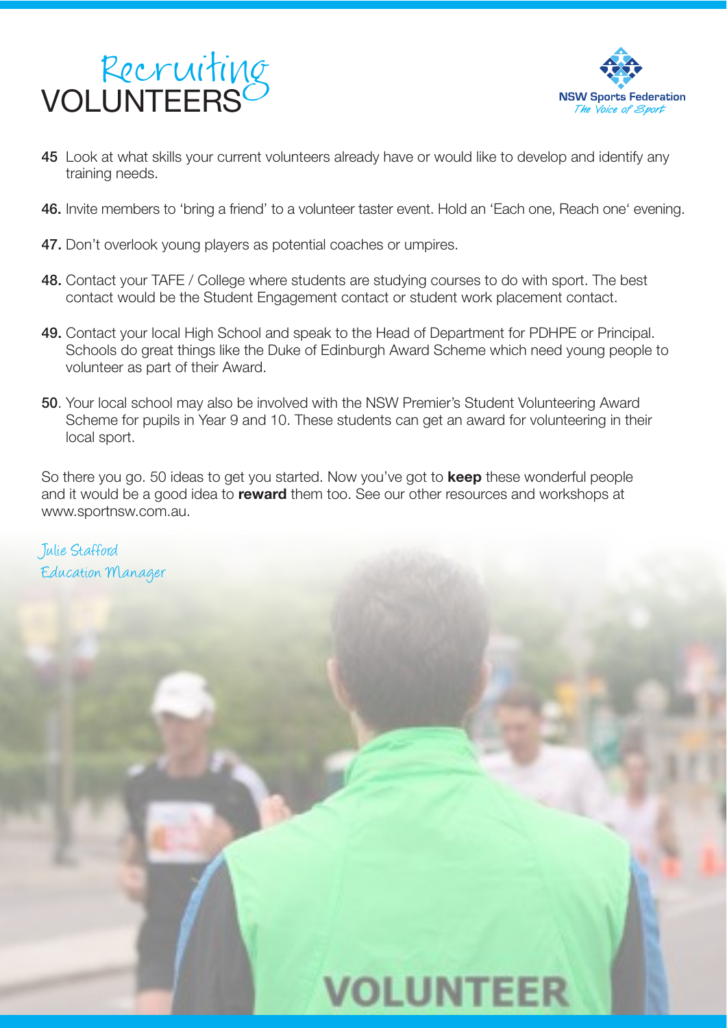# Recruiting VOLUNTEERS

NSW Sports Federation
*The Voice of Sport*

45 Look at what skills your current volunteers already have or would like to develop and identify any training needs.

46. Invite members to 'bring a friend' to a volunteer taster event. Hold an 'Each one, Reach one' evening.

47. Don't overlook young players as potential coaches or umpires.

48. Contact your TAFE / College where students are studying courses to do with sport. The best contact would be the Student Engagement contact or student work placement contact.

49. Contact your local High School and speak to the Head of Department for PDHPE or Principal. Schools do great things like the Duke of Edinburgh Award Scheme which need young people to volunteer as part of their Award.

50. Your local school may also be involved with the NSW Premier's Student Volunteering Award Scheme for pupils in Year 9 and 10. These students can get an award for volunteering in their local sport.

So there you go. 50 ideas to get you started. Now you've got to **keep** these wonderful people and it would be a good idea to **reward** them too. See our other resources and workshops at www.sportnsw.com.au.

*Julie Stafford*
*Education Manager*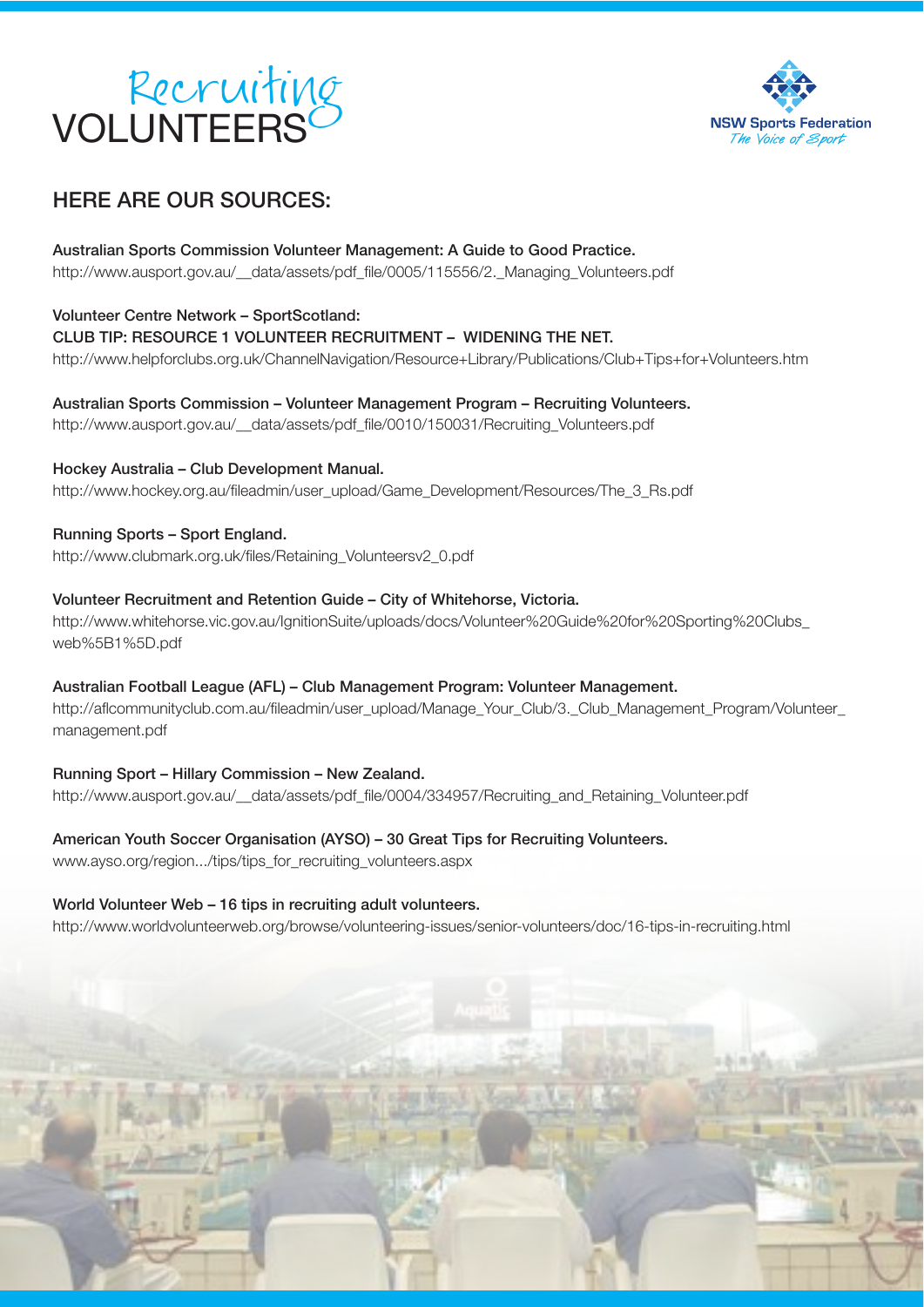# Recruiting VOLUNTEERS

NSW Sports Federation
*The Voice of Sport*

## HERE ARE OUR SOURCES:

**Australian Sports Commission Volunteer Management: A Guide to Good Practice.**
http://www.ausport.gov.au/__data/assets/pdf_file/0005/115556/2._Managing_Volunteers.pdf

**Volunteer Centre Network – SportScotland:**
**CLUB TIP: RESOURCE 1 VOLUNTEER RECRUITMENT – WIDENING THE NET.**
http://www.helpforclubs.org.uk/ChannelNavigation/Resource+Library/Publications/Club+Tips+for+Volunteers.htm

**Australian Sports Commission – Volunteer Management Program – Recruiting Volunteers.**
http://www.ausport.gov.au/__data/assets/pdf_file/0010/150031/Recruiting_Volunteers.pdf

**Hockey Australia – Club Development Manual.**
http://www.hockey.org.au/fileadmin/user_upload/Game_Development/Resources/The_3_Rs.pdf

**Running Sports – Sport England.**
http://www.clubmark.org.uk/files/Retaining_Volunteersv2_0.pdf

**Volunteer Recruitment and Retention Guide – City of Whitehorse, Victoria.**
http://www.whitehorse.vic.gov.au/IgnitionSuite/uploads/docs/Volunteer%20Guide%20for%20Sporting%20Clubs_web%5B1%5D.pdf

**Australian Football League (AFL) – Club Management Program: Volunteer Management.**
http://aflcommunityclub.com.au/fileadmin/user_upload/Manage_Your_Club/3._Club_Management_Program/Volunteer_management.pdf

**Running Sport – Hillary Commission – New Zealand.**
http://www.ausport.gov.au/__data/assets/pdf_file/0004/334957/Recruiting_and_Retaining_Volunteer.pdf

**American Youth Soccer Organisation (AYSO) – 30 Great Tips for Recruiting Volunteers.**
www.ayso.org/region.../tips/tips_for_recruiting_volunteers.aspx

**World Volunteer Web – 16 tips in recruiting adult volunteers.**
http://www.worldvolunteerweb.org/browse/volunteering-issues/senior-volunteers/doc/16-tips-in-recruiting.html